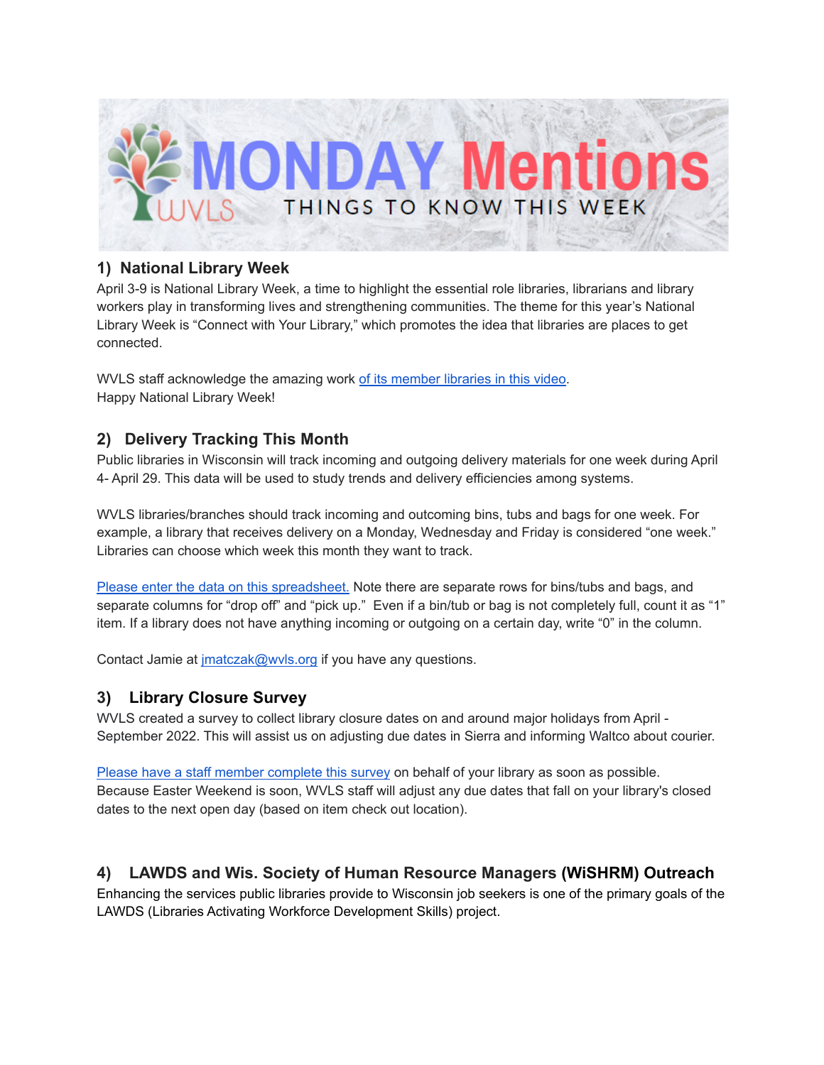# MONDAY Mentions

THINGS TO KNOW THIS WEEK

## 1) National Library Week

April 3-9 is National Library Week, a time to highlight the essential role libraries, librarians and library workers play in transforming lives and strengthening communities. The theme for this year's National Library Week is "Connect with Your Library," which promotes the idea that libraries are places to get connected.

WVLS staff acknowledge the amazing work of its member libraries in this video.
Happy National Library Week!

## 2) Delivery Tracking This Month

Public libraries in Wisconsin will track incoming and outgoing delivery materials for one week during April 4- April 29. This data will be used to study trends and delivery efficiencies among systems.

WVLS libraries/branches should track incoming and outcoming bins, tubs and bags for one week. For example, a library that receives delivery on a Monday, Wednesday and Friday is considered "one week." Libraries can choose which week this month they want to track.

Please enter the data on this spreadsheet. Note there are separate rows for bins/tubs and bags, and separate columns for "drop off" and "pick up." Even if a bin/tub or bag is not completely full, count it as "1" item. If a library does not have anything incoming or outgoing on a certain day, write "0" in the column.

Contact Jamie at jmatczak@wvls.org if you have any questions.

## 3) Library Closure Survey

WVLS created a survey to collect library closure dates on and around major holidays from April - September 2022. This will assist us on adjusting due dates in Sierra and informing Waltco about courier.

Please have a staff member complete this survey on behalf of your library as soon as possible. Because Easter Weekend is soon, WVLS staff will adjust any due dates that fall on your library's closed dates to the next open day (based on item check out location).

## 4) LAWDS and Wis. Society of Human Resource Managers (WiSHRM) Outreach

Enhancing the services public libraries provide to Wisconsin job seekers is one of the primary goals of the LAWDS (Libraries Activating Workforce Development Skills) project.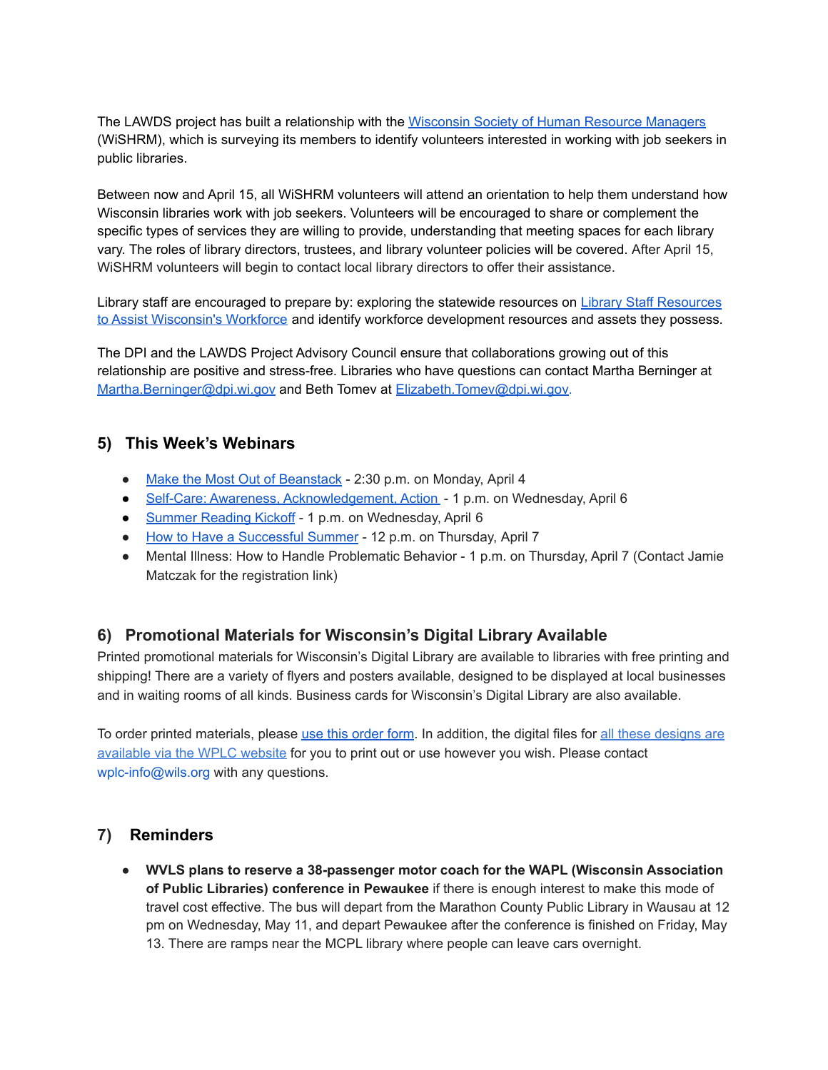The LAWDS project has built a relationship with the Wisconsin Society of Human Resource Managers (WiSHRM), which is surveying its members to identify volunteers interested in working with job seekers in public libraries.

Between now and April 15, all WiSHRM volunteers will attend an orientation to help them understand how Wisconsin libraries work with job seekers. Volunteers will be encouraged to share or complement the specific types of services they are willing to provide, understanding that meeting spaces for each library vary. The roles of library directors, trustees, and library volunteer policies will be covered. After April 15, WiSHRM volunteers will begin to contact local library directors to offer their assistance.

Library staff are encouraged to prepare by: exploring the statewide resources on Library Staff Resources to Assist Wisconsin's Workforce and identify workforce development resources and assets they possess.

The DPI and the LAWDS Project Advisory Council ensure that collaborations growing out of this relationship are positive and stress-free. Libraries who have questions can contact Martha Berninger at Martha.Berninger@dpi.wi.gov and Beth Tomev at Elizabeth.Tomev@dpi.wi.gov.

## 5) This Week's Webinars

- Make the Most Out of Beanstack - 2:30 p.m. on Monday, April 4
- Self-Care: Awareness, Acknowledgement, Action - 1 p.m. on Wednesday, April 6
- Summer Reading Kickoff - 1 p.m. on Wednesday, April 6
- How to Have a Successful Summer - 12 p.m. on Thursday, April 7
- Mental Illness: How to Handle Problematic Behavior - 1 p.m. on Thursday, April 7 (Contact Jamie Matczak for the registration link)

## 6) Promotional Materials for Wisconsin's Digital Library Available

Printed promotional materials for Wisconsin's Digital Library are available to libraries with free printing and shipping! There are a variety of flyers and posters available, designed to be displayed at local businesses and in waiting rooms of all kinds. Business cards for Wisconsin's Digital Library are also available.

To order printed materials, please use this order form. In addition, the digital files for all these designs are available via the WPLC website for you to print out or use however you wish. Please contact wplc-info@wils.org with any questions.

## 7) Reminders

- **WVLS plans to reserve a 38-passenger motor coach for the WAPL (Wisconsin Association of Public Libraries) conference in Pewaukee** if there is enough interest to make this mode of travel cost effective. The bus will depart from the Marathon County Public Library in Wausau at 12 pm on Wednesday, May 11, and depart Pewaukee after the conference is finished on Friday, May 13. There are ramps near the MCPL library where people can leave cars overnight.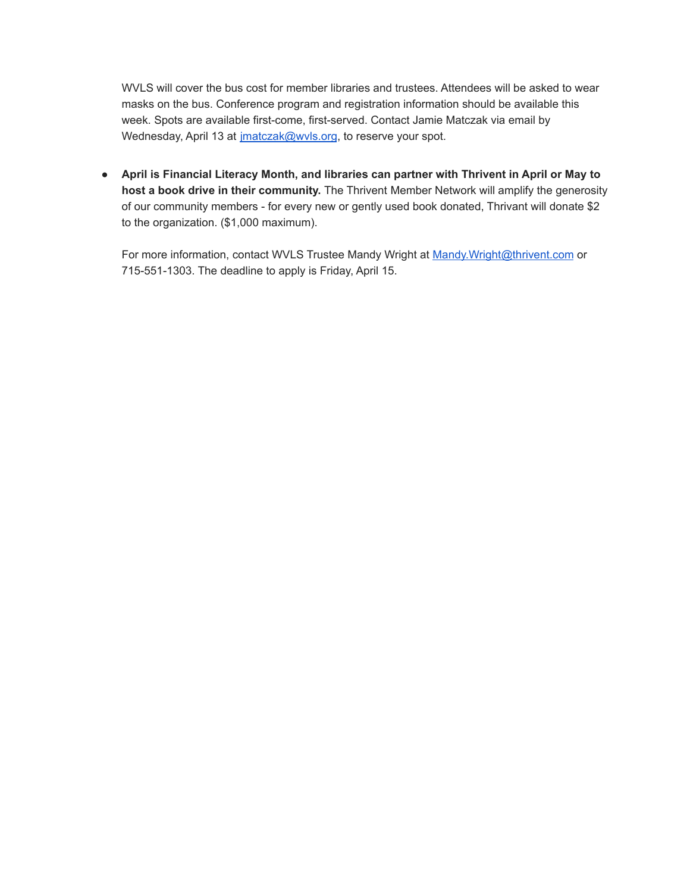WVLS will cover the bus cost for member libraries and trustees. Attendees will be asked to wear masks on the bus. Conference program and registration information should be available this week. Spots are available first-come, first-served. Contact Jamie Matczak via email by Wednesday, April 13 at jmatczak@wvls.org, to reserve your spot.

- **April is Financial Literacy Month, and libraries can partner with Thrivent in April or May to host a book drive in their community.** The Thrivent Member Network will amplify the generosity of our community members - for every new or gently used book donated, Thrivant will donate $2 to the organization. ($1,000 maximum).

  For more information, contact WVLS Trustee Mandy Wright at Mandy.Wright@thrivent.com or 715-551-1303. The deadline to apply is Friday, April 15.